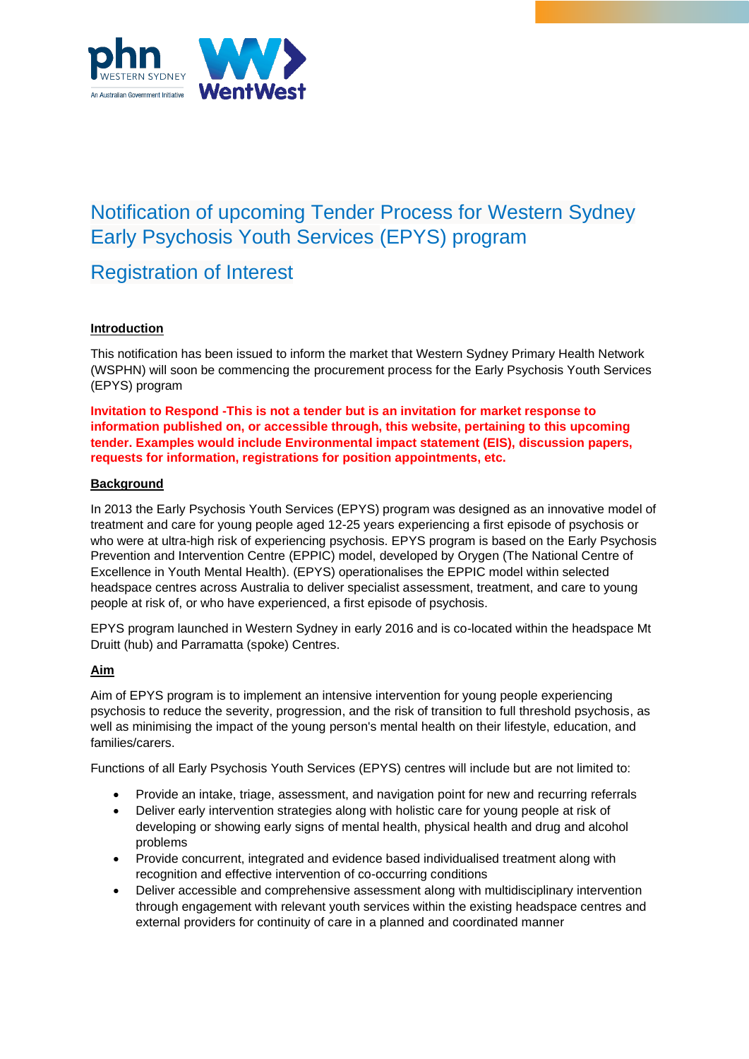# Notification of upcoming Tender Process for Western Sydney Early Psychosis Youth Services (EPYS) program

## Registration of Interest

**Introduction**

This notification has been issued to inform the market that Western Sydney Primary Health Network (WSPHN) will soon be commencing the procurement process for the Early Psychosis Youth Services (EPYS) program

**Invitation to Respond -This is not a tender but is an invitation for market response to information published on, or accessible through, this website, pertaining to this upcoming tender. Examples would include Environmental impact statement (EIS), discussion papers, requests for information, registrations for position appointments, etc.**

**Background**

In 2013 the Early Psychosis Youth Services (EPYS) program was designed as an innovative model of treatment and care for young people aged 12-25 years experiencing a first episode of psychosis or who were at ultra-high risk of experiencing psychosis. EPYS program is based on the Early Psychosis Prevention and Intervention Centre (EPPIC) model, developed by Orygen (The National Centre of Excellence in Youth Mental Health). (EPYS) operationalises the EPPIC model within selected headspace centres across Australia to deliver specialist assessment, treatment, and care to young people at risk of, or who have experienced, a first episode of psychosis.

EPYS program launched in Western Sydney in early 2016 and is co-located within the headspace Mt Druitt (hub) and Parramatta (spoke) Centres.

**Aim**

Aim of EPYS program is to implement an intensive intervention for young people experiencing psychosis to reduce the severity, progression, and the risk of transition to full threshold psychosis, as well as minimising the impact of the young person's mental health on their lifestyle, education, and families/carers.

Functions of all Early Psychosis Youth Services (EPYS) centres will include but are not limited to:

- Provide an intake, triage, assessment, and navigation point for new and recurring referrals
- Deliver early intervention strategies along with holistic care for young people at risk of developing or showing early signs of mental health, physical health and drug and alcohol problems
- Provide concurrent, integrated and evidence based individualised treatment along with recognition and effective intervention of co-occurring conditions
- Deliver accessible and comprehensive assessment along with multidisciplinary intervention through engagement with relevant youth services within the existing headspace centres and external providers for continuity of care in a planned and coordinated manner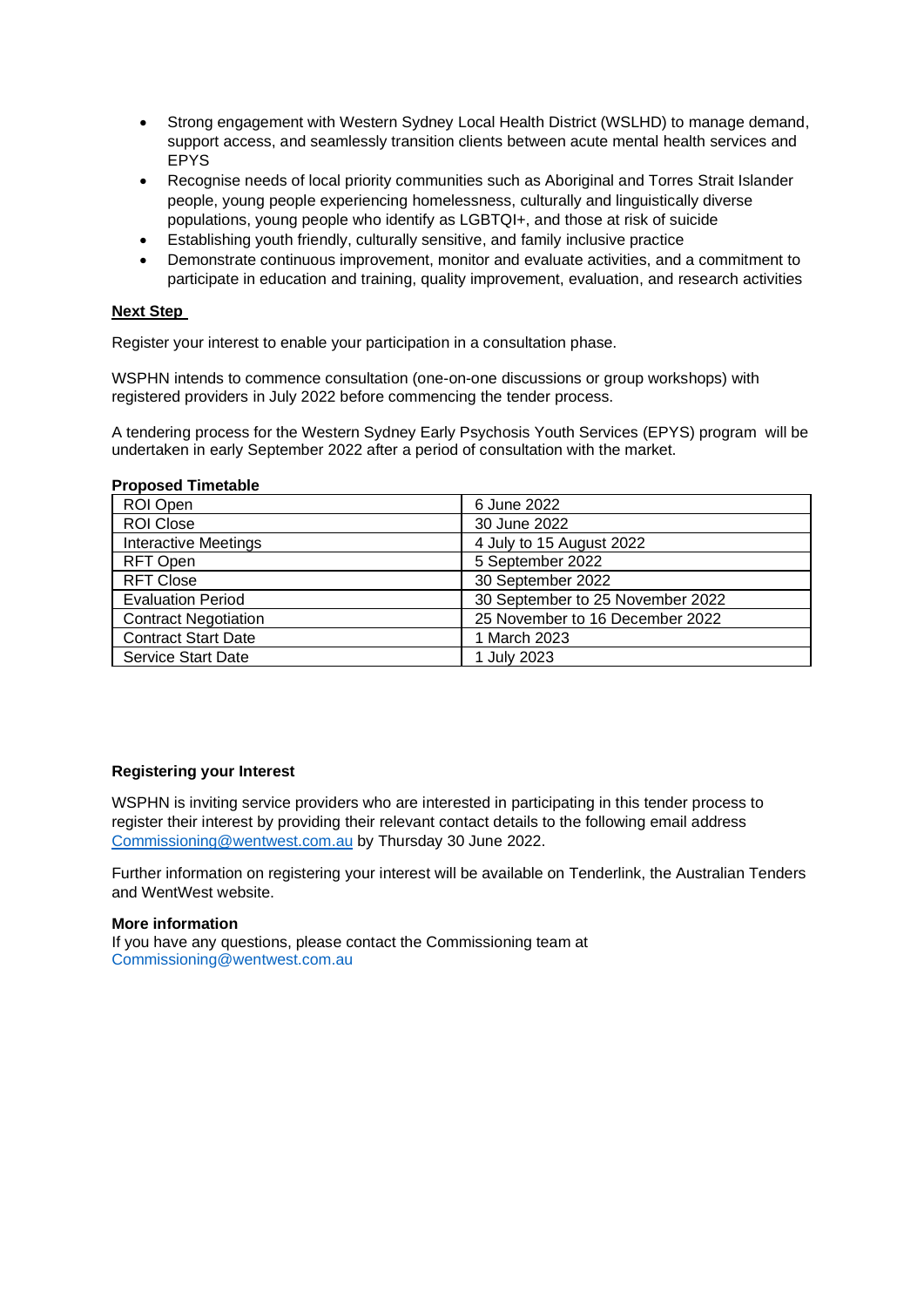- Strong engagement with Western Sydney Local Health District (WSLHD) to manage demand, support access, and seamlessly transition clients between acute mental health services and EPYS
- Recognise needs of local priority communities such as Aboriginal and Torres Strait Islander people, young people experiencing homelessness, culturally and linguistically diverse populations, young people who identify as LGBTQI+, and those at risk of suicide
- Establishing youth friendly, culturally sensitive, and family inclusive practice
- Demonstrate continuous improvement, monitor and evaluate activities, and a commitment to participate in education and training, quality improvement, evaluation, and research activities

**Next Step**

Register your interest to enable your participation in a consultation phase.

WSPHN intends to commence consultation (one-on-one discussions or group workshops) with registered providers in July 2022 before commencing the tender process.

A tendering process for the Western Sydney Early Psychosis Youth Services (EPYS) program will be undertaken in early September 2022 after a period of consultation with the market.

**Proposed Timetable**

| | |
|---|---|
| ROI Open | 6 June 2022 |
| ROI Close | 30 June 2022 |
| Interactive Meetings | 4 July to 15 August 2022 |
| RFT Open | 5 September 2022 |
| RFT Close | 30 September 2022 |
| Evaluation Period | 30 September to 25 November 2022 |
| Contract Negotiation | 25 November to 16 December 2022 |
| Contract Start Date | 1 March 2023 |
| Service Start Date | 1 July 2023 |

**Registering your Interest**

WSPHN is inviting service providers who are interested in participating in this tender process to register their interest by providing their relevant contact details to the following email address Commissioning@wentwest.com.au by Thursday 30 June 2022.

Further information on registering your interest will be available on Tenderlink, the Australian Tenders and WentWest website.

**More information**

If you have any questions, please contact the Commissioning team at Commissioning@wentwest.com.au